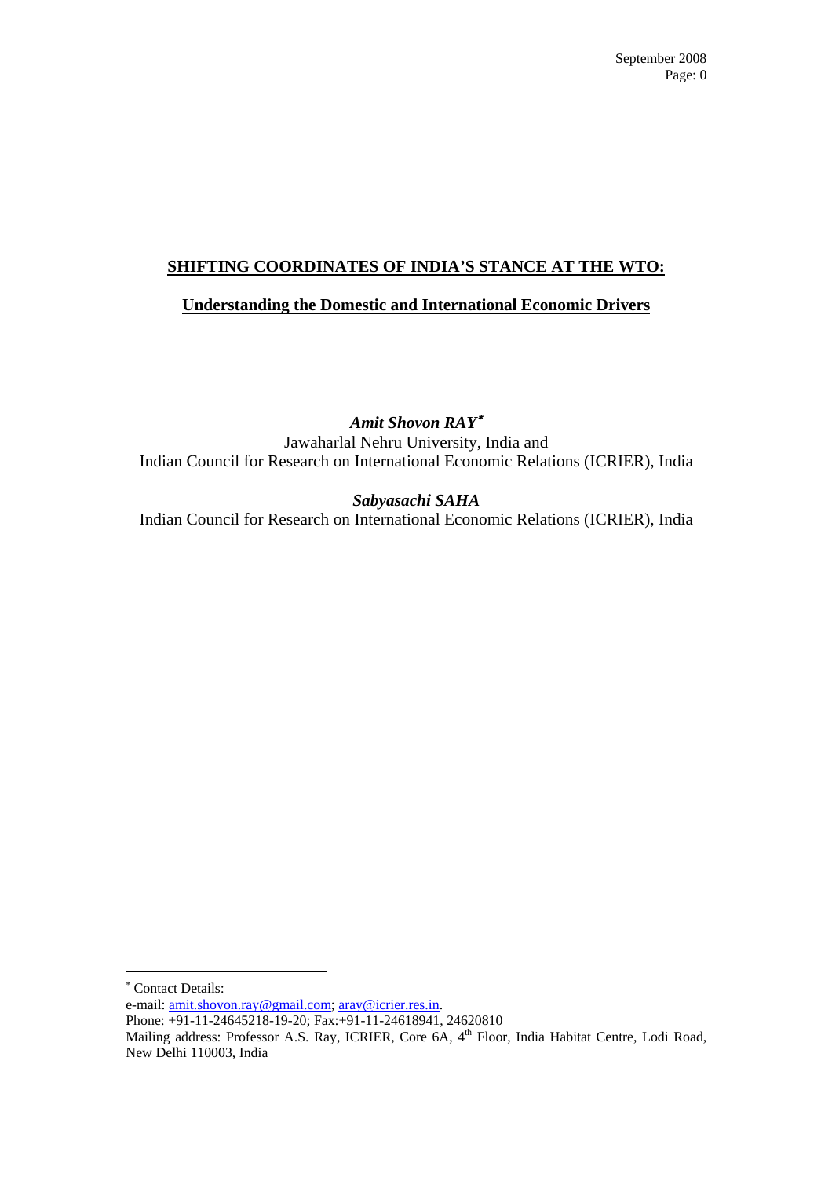September 2008

# SHIFTING COORDINATES OF INDIA'S STANCE AT THE WTO:

## Understanding the Domestic and International Economic Drivers

***Amit Shovon RAY*** [*]

Jawaharlal Nehru University, India and
Indian Council for Research on International Economic Relations (ICRIER), India

***Sabyasachi SAHA***

Indian Council for Research on International Economic Relations (ICRIER), India

---

[*] Contact Details:
e-mail: amit.shovon.ray@gmail.com; aray@icrier.res.in.
Phone: +91-11-24645218-19-20; Fax:+91-11-24618941, 24620810
Mailing address: Professor A.S. Ray, ICRIER, Core 6A, 4th Floor, India Habitat Centre, Lodi Road, New Delhi 110003, India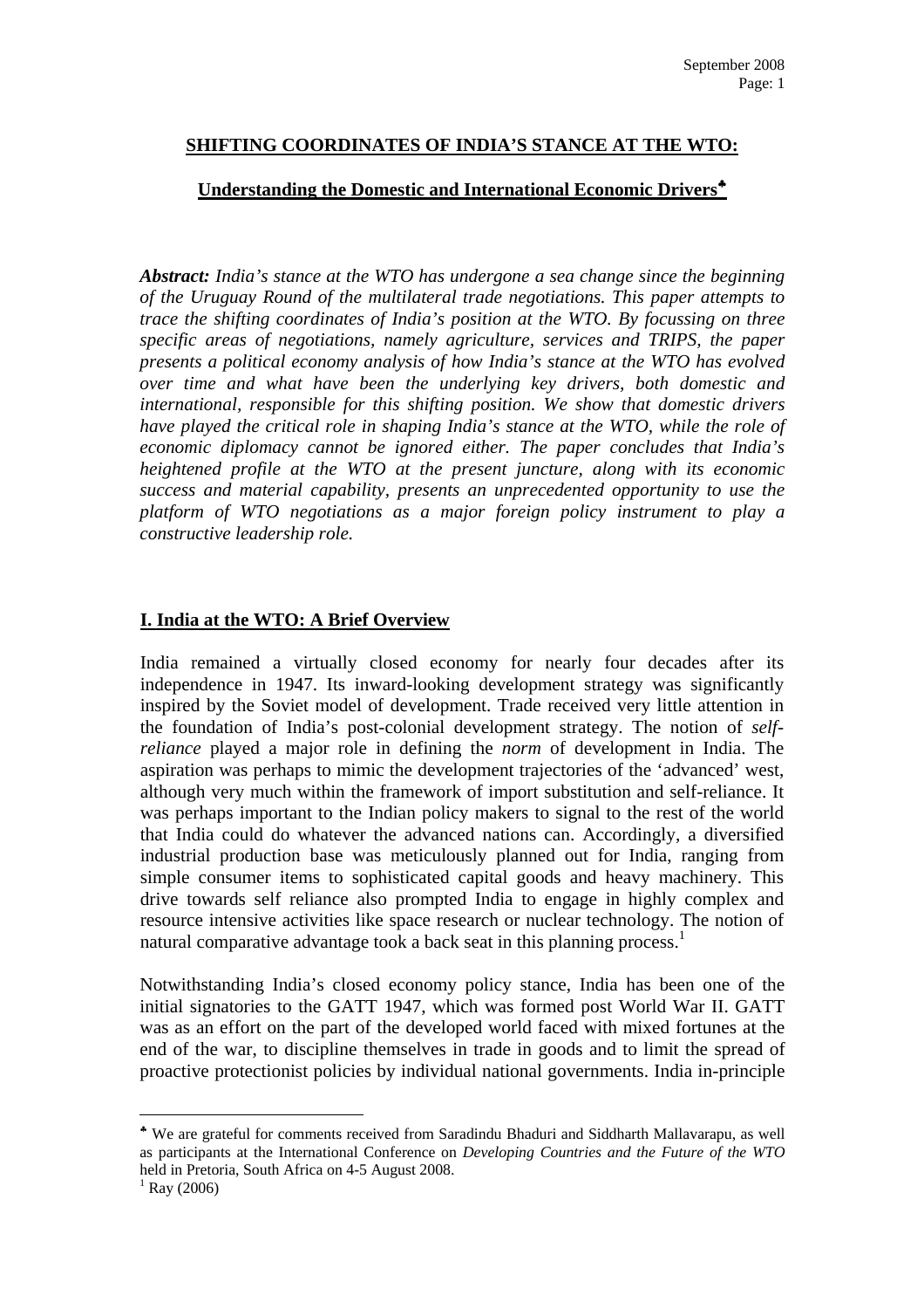**SHIFTING COORDINATES OF INDIA'S STANCE AT THE WTO:**

**Understanding the Domestic and International Economic Drivers♣**

***Abstract:*** *India's stance at the WTO has undergone a sea change since the beginning of the Uruguay Round of the multilateral trade negotiations. This paper attempts to trace the shifting coordinates of India's position at the WTO. By focussing on three specific areas of negotiations, namely agriculture, services and TRIPS, the paper presents a political economy analysis of how India's stance at the WTO has evolved over time and what have been the underlying key drivers, both domestic and international, responsible for this shifting position. We show that domestic drivers have played the critical role in shaping India's stance at the WTO, while the role of economic diplomacy cannot be ignored either. The paper concludes that India's heightened profile at the WTO at the present juncture, along with its economic success and material capability, presents an unprecedented opportunity to use the platform of WTO negotiations as a major foreign policy instrument to play a constructive leadership role.*

## I. India at the WTO: A Brief Overview

India remained a virtually closed economy for nearly four decades after its independence in 1947. Its inward-looking development strategy was significantly inspired by the Soviet model of development. Trade received very little attention in the foundation of India's post-colonial development strategy. The notion of *self-reliance* played a major role in defining the *norm* of development in India. The aspiration was perhaps to mimic the development trajectories of the 'advanced' west, although very much within the framework of import substitution and self-reliance. It was perhaps important to the Indian policy makers to signal to the rest of the world that India could do whatever the advanced nations can. Accordingly, a diversified industrial production base was meticulously planned out for India, ranging from simple consumer items to sophisticated capital goods and heavy machinery. This drive towards self reliance also prompted India to engage in highly complex and resource intensive activities like space research or nuclear technology. The notion of natural comparative advantage took a back seat in this planning process.[1]

Notwithstanding India's closed economy policy stance, India has been one of the initial signatories to the GATT 1947, which was formed post World War II. GATT was as an effort on the part of the developed world faced with mixed fortunes at the end of the war, to discipline themselves in trade in goods and to limit the spread of proactive protectionist policies by individual national governments. India in-principle

---

♣ We are grateful for comments received from Saradindu Bhaduri and Siddharth Mallavarapu, as well as participants at the International Conference on *Developing Countries and the Future of the WTO* held in Pretoria, South Africa on 4-5 August 2008.

[1] Ray (2006)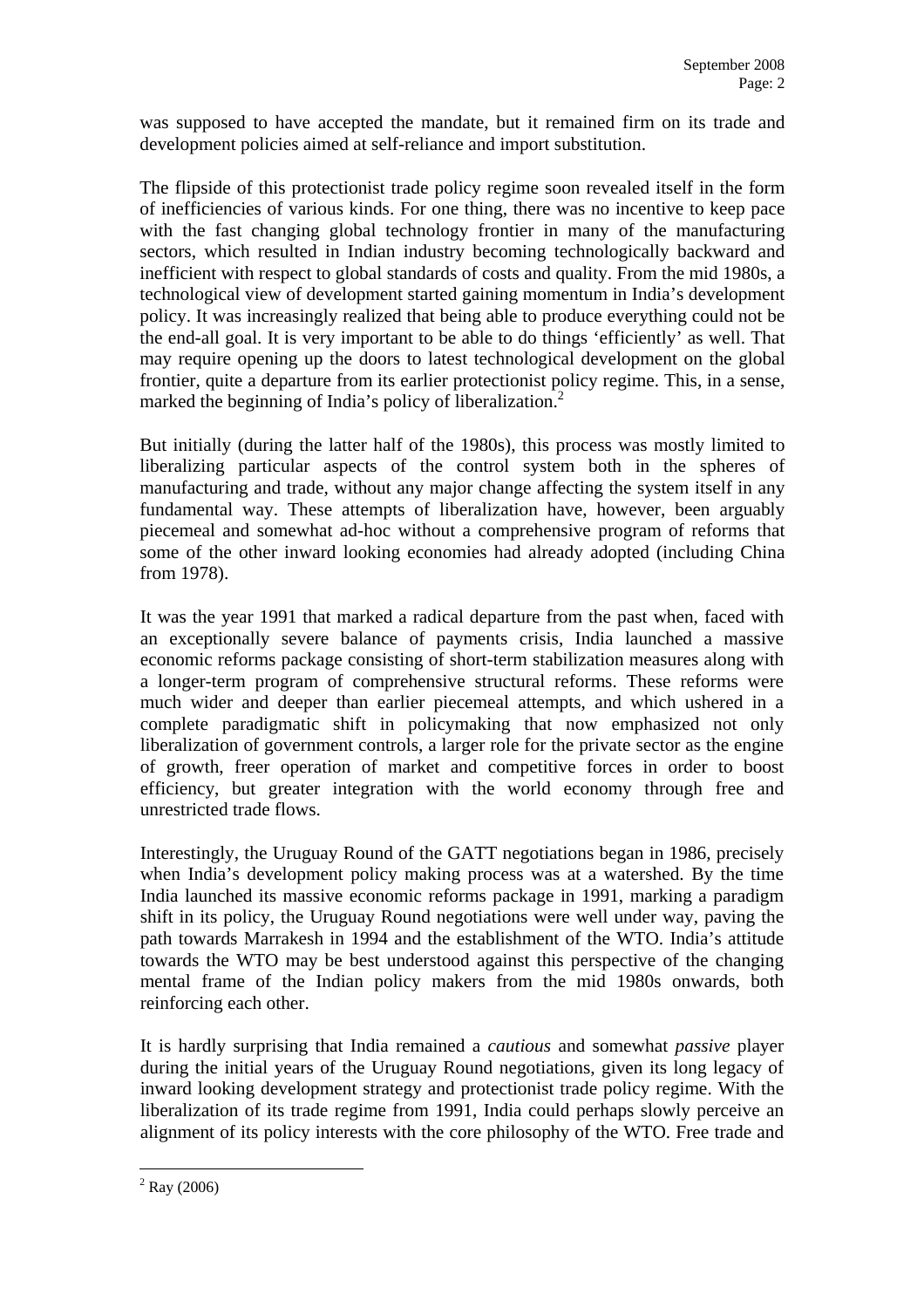was supposed to have accepted the mandate, but it remained firm on its trade and development policies aimed at self-reliance and import substitution.

The flipside of this protectionist trade policy regime soon revealed itself in the form of inefficiencies of various kinds. For one thing, there was no incentive to keep pace with the fast changing global technology frontier in many of the manufacturing sectors, which resulted in Indian industry becoming technologically backward and inefficient with respect to global standards of costs and quality. From the mid 1980s, a technological view of development started gaining momentum in India's development policy. It was increasingly realized that being able to produce everything could not be the end-all goal. It is very important to be able to do things 'efficiently' as well. That may require opening up the doors to latest technological development on the global frontier, quite a departure from its earlier protectionist policy regime. This, in a sense, marked the beginning of India's policy of liberalization.[2]

But initially (during the latter half of the 1980s), this process was mostly limited to liberalizing particular aspects of the control system both in the spheres of manufacturing and trade, without any major change affecting the system itself in any fundamental way. These attempts of liberalization have, however, been arguably piecemeal and somewhat ad-hoc without a comprehensive program of reforms that some of the other inward looking economies had already adopted (including China from 1978).

It was the year 1991 that marked a radical departure from the past when, faced with an exceptionally severe balance of payments crisis, India launched a massive economic reforms package consisting of short-term stabilization measures along with a longer-term program of comprehensive structural reforms. These reforms were much wider and deeper than earlier piecemeal attempts, and which ushered in a complete paradigmatic shift in policymaking that now emphasized not only liberalization of government controls, a larger role for the private sector as the engine of growth, freer operation of market and competitive forces in order to boost efficiency, but greater integration with the world economy through free and unrestricted trade flows.

Interestingly, the Uruguay Round of the GATT negotiations began in 1986, precisely when India's development policy making process was at a watershed. By the time India launched its massive economic reforms package in 1991, marking a paradigm shift in its policy, the Uruguay Round negotiations were well under way, paving the path towards Marrakesh in 1994 and the establishment of the WTO. India's attitude towards the WTO may be best understood against this perspective of the changing mental frame of the Indian policy makers from the mid 1980s onwards, both reinforcing each other.

It is hardly surprising that India remained a *cautious* and somewhat *passive* player during the initial years of the Uruguay Round negotiations, given its long legacy of inward looking development strategy and protectionist trade policy regime. With the liberalization of its trade regime from 1991, India could perhaps slowly perceive an alignment of its policy interests with the core philosophy of the WTO. Free trade and

---

[2] Ray (2006)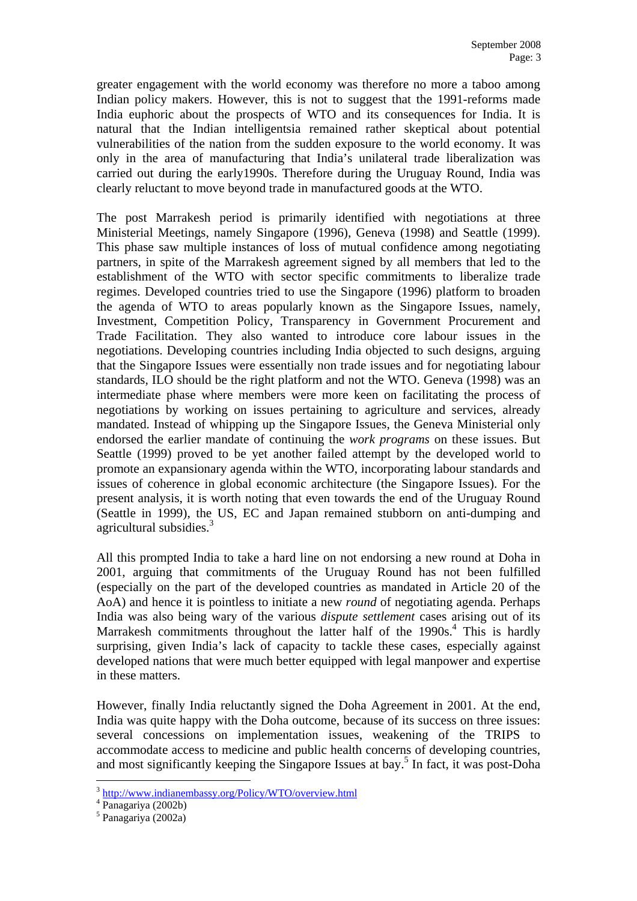greater engagement with the world economy was therefore no more a taboo among Indian policy makers. However, this is not to suggest that the 1991-reforms made India euphoric about the prospects of WTO and its consequences for India. It is natural that the Indian intelligentsia remained rather skeptical about potential vulnerabilities of the nation from the sudden exposure to the world economy. It was only in the area of manufacturing that India's unilateral trade liberalization was carried out during the early1990s. Therefore during the Uruguay Round, India was clearly reluctant to move beyond trade in manufactured goods at the WTO.

The post Marrakesh period is primarily identified with negotiations at three Ministerial Meetings, namely Singapore (1996), Geneva (1998) and Seattle (1999). This phase saw multiple instances of loss of mutual confidence among negotiating partners, in spite of the Marrakesh agreement signed by all members that led to the establishment of the WTO with sector specific commitments to liberalize trade regimes. Developed countries tried to use the Singapore (1996) platform to broaden the agenda of WTO to areas popularly known as the Singapore Issues, namely, Investment, Competition Policy, Transparency in Government Procurement and Trade Facilitation. They also wanted to introduce core labour issues in the negotiations. Developing countries including India objected to such designs, arguing that the Singapore Issues were essentially non trade issues and for negotiating labour standards, ILO should be the right platform and not the WTO. Geneva (1998) was an intermediate phase where members were more keen on facilitating the process of negotiations by working on issues pertaining to agriculture and services, already mandated. Instead of whipping up the Singapore Issues, the Geneva Ministerial only endorsed the earlier mandate of continuing the *work programs* on these issues. But Seattle (1999) proved to be yet another failed attempt by the developed world to promote an expansionary agenda within the WTO, incorporating labour standards and issues of coherence in global economic architecture (the Singapore Issues). For the present analysis, it is worth noting that even towards the end of the Uruguay Round (Seattle in 1999), the US, EC and Japan remained stubborn on anti-dumping and agricultural subsidies.[3]

All this prompted India to take a hard line on not endorsing a new round at Doha in 2001, arguing that commitments of the Uruguay Round has not been fulfilled (especially on the part of the developed countries as mandated in Article 20 of the AoA) and hence it is pointless to initiate a new *round* of negotiating agenda. Perhaps India was also being wary of the various *dispute settlement* cases arising out of its Marrakesh commitments throughout the latter half of the 1990s.[4] This is hardly surprising, given India's lack of capacity to tackle these cases, especially against developed nations that were much better equipped with legal manpower and expertise in these matters.

However, finally India reluctantly signed the Doha Agreement in 2001. At the end, India was quite happy with the Doha outcome, because of its success on three issues: several concessions on implementation issues, weakening of the TRIPS to accommodate access to medicine and public health concerns of developing countries, and most significantly keeping the Singapore Issues at bay.[5] In fact, it was post-Doha

---

[3] http://www.indianembassy.org/Policy/WTO/overview.html

[4] Panagariya (2002b)

[5] Panagariya (2002a)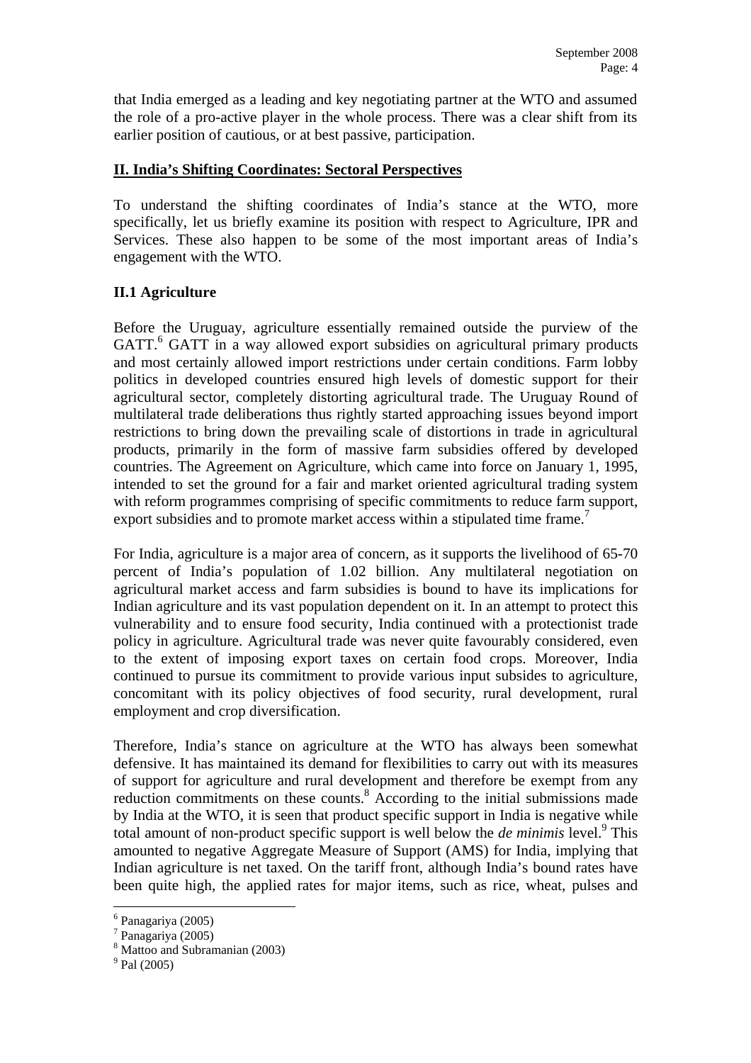that India emerged as a leading and key negotiating partner at the WTO and assumed the role of a pro-active player in the whole process. There was a clear shift from its earlier position of cautious, or at best passive, participation.

## II. India's Shifting Coordinates: Sectoral Perspectives

To understand the shifting coordinates of India's stance at the WTO, more specifically, let us briefly examine its position with respect to Agriculture, IPR and Services. These also happen to be some of the most important areas of India's engagement with the WTO.

### II.1 Agriculture

Before the Uruguay, agriculture essentially remained outside the purview of the GATT.[6] GATT in a way allowed export subsidies on agricultural primary products and most certainly allowed import restrictions under certain conditions. Farm lobby politics in developed countries ensured high levels of domestic support for their agricultural sector, completely distorting agricultural trade. The Uruguay Round of multilateral trade deliberations thus rightly started approaching issues beyond import restrictions to bring down the prevailing scale of distortions in trade in agricultural products, primarily in the form of massive farm subsidies offered by developed countries. The Agreement on Agriculture, which came into force on January 1, 1995, intended to set the ground for a fair and market oriented agricultural trading system with reform programmes comprising of specific commitments to reduce farm support, export subsidies and to promote market access within a stipulated time frame.[7]

For India, agriculture is a major area of concern, as it supports the livelihood of 65-70 percent of India's population of 1.02 billion. Any multilateral negotiation on agricultural market access and farm subsidies is bound to have its implications for Indian agriculture and its vast population dependent on it. In an attempt to protect this vulnerability and to ensure food security, India continued with a protectionist trade policy in agriculture. Agricultural trade was never quite favourably considered, even to the extent of imposing export taxes on certain food crops. Moreover, India continued to pursue its commitment to provide various input subsides to agriculture, concomitant with its policy objectives of food security, rural development, rural employment and crop diversification.

Therefore, India's stance on agriculture at the WTO has always been somewhat defensive. It has maintained its demand for flexibilities to carry out with its measures of support for agriculture and rural development and therefore be exempt from any reduction commitments on these counts.[8] According to the initial submissions made by India at the WTO, it is seen that product specific support in India is negative while total amount of non-product specific support is well below the *de minimis* level.[9] This amounted to negative Aggregate Measure of Support (AMS) for India, implying that Indian agriculture is net taxed. On the tariff front, although India's bound rates have been quite high, the applied rates for major items, such as rice, wheat, pulses and

---

[6] Panagariya (2005)
[7] Panagariya (2005)
[8] Mattoo and Subramanian (2003)
[9] Pal (2005)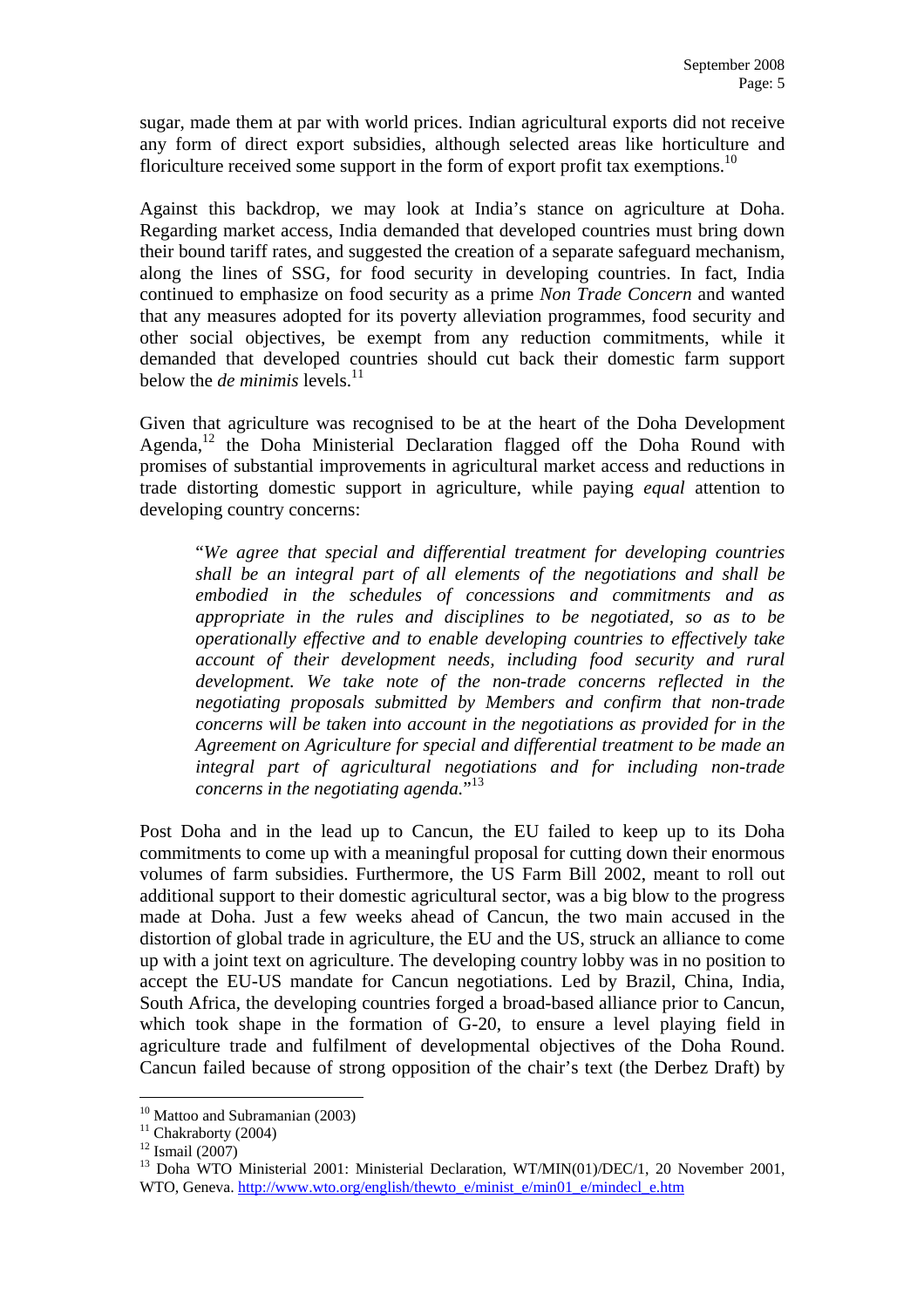sugar, made them at par with world prices. Indian agricultural exports did not receive any form of direct export subsidies, although selected areas like horticulture and floriculture received some support in the form of export profit tax exemptions.[10]

Against this backdrop, we may look at India's stance on agriculture at Doha. Regarding market access, India demanded that developed countries must bring down their bound tariff rates, and suggested the creation of a separate safeguard mechanism, along the lines of SSG, for food security in developing countries. In fact, India continued to emphasize on food security as a prime *Non Trade Concern* and wanted that any measures adopted for its poverty alleviation programmes, food security and other social objectives, be exempt from any reduction commitments, while it demanded that developed countries should cut back their domestic farm support below the *de minimis* levels.[11]

Given that agriculture was recognised to be at the heart of the Doha Development Agenda,[12] the Doha Ministerial Declaration flagged off the Doha Round with promises of substantial improvements in agricultural market access and reductions in trade distorting domestic support in agriculture, while paying *equal* attention to developing country concerns:

> "*We agree that special and differential treatment for developing countries shall be an integral part of all elements of the negotiations and shall be embodied in the schedules of concessions and commitments and as appropriate in the rules and disciplines to be negotiated, so as to be operationally effective and to enable developing countries to effectively take account of their development needs, including food security and rural development. We take note of the non-trade concerns reflected in the negotiating proposals submitted by Members and confirm that non-trade concerns will be taken into account in the negotiations as provided for in the Agreement on Agriculture for special and differential treatment to be made an integral part of agricultural negotiations and for including non-trade concerns in the negotiating agenda.*"[13]

Post Doha and in the lead up to Cancun, the EU failed to keep up to its Doha commitments to come up with a meaningful proposal for cutting down their enormous volumes of farm subsidies. Furthermore, the US Farm Bill 2002, meant to roll out additional support to their domestic agricultural sector, was a big blow to the progress made at Doha. Just a few weeks ahead of Cancun, the two main accused in the distortion of global trade in agriculture, the EU and the US, struck an alliance to come up with a joint text on agriculture. The developing country lobby was in no position to accept the EU-US mandate for Cancun negotiations. Led by Brazil, China, India, South Africa, the developing countries forged a broad-based alliance prior to Cancun, which took shape in the formation of G-20, to ensure a level playing field in agriculture trade and fulfilment of developmental objectives of the Doha Round. Cancun failed because of strong opposition of the chair's text (the Derbez Draft) by

---

[10] Mattoo and Subramanian (2003)

[11] Chakraborty (2004)

[12] Ismail (2007)

[13] Doha WTO Ministerial 2001: Ministerial Declaration, WT/MIN(01)/DEC/1, 20 November 2001, WTO, Geneva. http://www.wto.org/english/thewto_e/minist_e/min01_e/mindecl_e.htm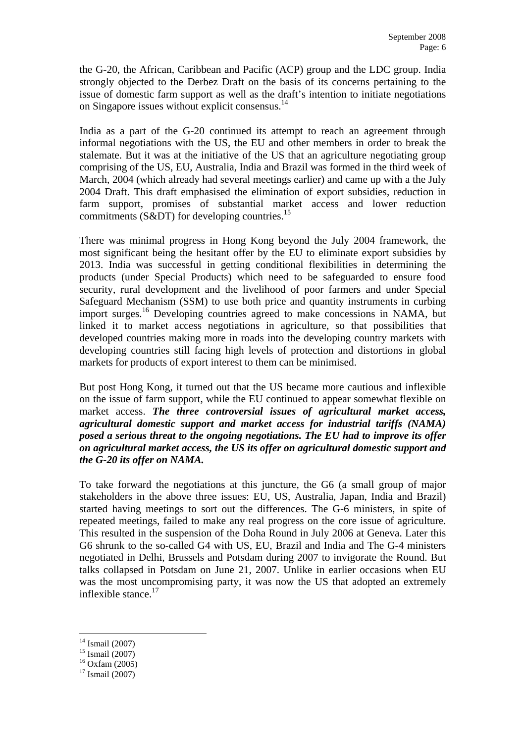the G-20, the African, Caribbean and Pacific (ACP) group and the LDC group. India strongly objected to the Derbez Draft on the basis of its concerns pertaining to the issue of domestic farm support as well as the draft's intention to initiate negotiations on Singapore issues without explicit consensus.[14]

India as a part of the G-20 continued its attempt to reach an agreement through informal negotiations with the US, the EU and other members in order to break the stalemate. But it was at the initiative of the US that an agriculture negotiating group comprising of the US, EU, Australia, India and Brazil was formed in the third week of March, 2004 (which already had several meetings earlier) and came up with a the July 2004 Draft. This draft emphasised the elimination of export subsidies, reduction in farm support, promises of substantial market access and lower reduction commitments (S&DT) for developing countries.[15]

There was minimal progress in Hong Kong beyond the July 2004 framework, the most significant being the hesitant offer by the EU to eliminate export subsidies by 2013. India was successful in getting conditional flexibilities in determining the products (under Special Products) which need to be safeguarded to ensure food security, rural development and the livelihood of poor farmers and under Special Safeguard Mechanism (SSM) to use both price and quantity instruments in curbing import surges.[16] Developing countries agreed to make concessions in NAMA, but linked it to market access negotiations in agriculture, so that possibilities that developed countries making more in roads into the developing country markets with developing countries still facing high levels of protection and distortions in global markets for products of export interest to them can be minimised.

But post Hong Kong, it turned out that the US became more cautious and inflexible on the issue of farm support, while the EU continued to appear somewhat flexible on market access. ***The three controversial issues of agricultural market access, agricultural domestic support and market access for industrial tariffs (NAMA) posed a serious threat to the ongoing negotiations. The EU had to improve its offer on agricultural market access, the US its offer on agricultural domestic support and the G-20 its offer on NAMA.***

To take forward the negotiations at this juncture, the G6 (a small group of major stakeholders in the above three issues: EU, US, Australia, Japan, India and Brazil) started having meetings to sort out the differences. The G-6 ministers, in spite of repeated meetings, failed to make any real progress on the core issue of agriculture. This resulted in the suspension of the Doha Round in July 2006 at Geneva. Later this G6 shrunk to the so-called G4 with US, EU, Brazil and India and The G-4 ministers negotiated in Delhi, Brussels and Potsdam during 2007 to invigorate the Round. But talks collapsed in Potsdam on June 21, 2007. Unlike in earlier occasions when EU was the most uncompromising party, it was now the US that adopted an extremely inflexible stance.[17]

---

[14] Ismail (2007)
[15] Ismail (2007)
[16] Oxfam (2005)
[17] Ismail (2007)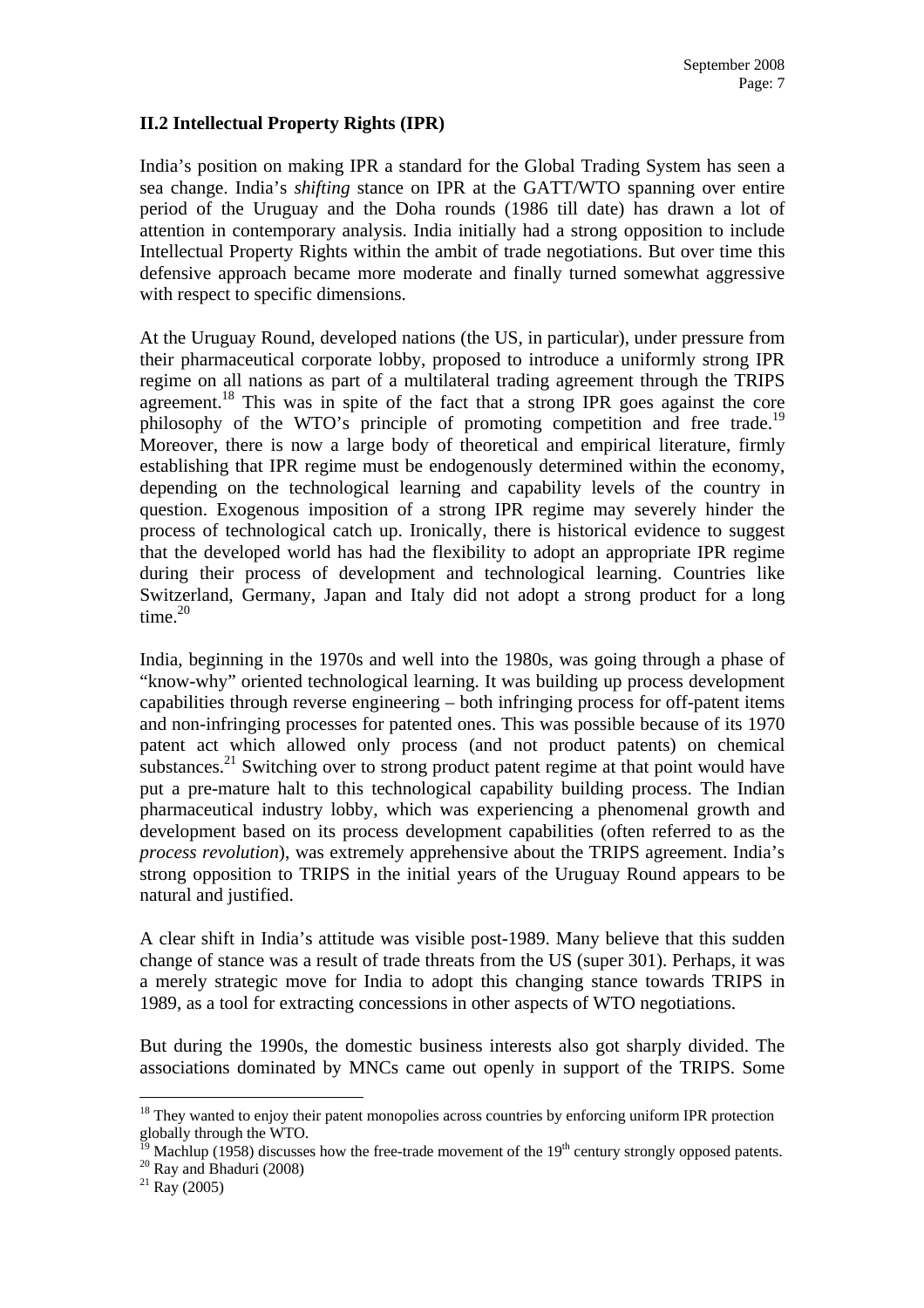### II.2 Intellectual Property Rights (IPR)

India's position on making IPR a standard for the Global Trading System has seen a sea change. India's *shifting* stance on IPR at the GATT/WTO spanning over entire period of the Uruguay and the Doha rounds (1986 till date) has drawn a lot of attention in contemporary analysis. India initially had a strong opposition to include Intellectual Property Rights within the ambit of trade negotiations. But over time this defensive approach became more moderate and finally turned somewhat aggressive with respect to specific dimensions.

At the Uruguay Round, developed nations (the US, in particular), under pressure from their pharmaceutical corporate lobby, proposed to introduce a uniformly strong IPR regime on all nations as part of a multilateral trading agreement through the TRIPS agreement.[18] This was in spite of the fact that a strong IPR goes against the core philosophy of the WTO's principle of promoting competition and free trade.[19] Moreover, there is now a large body of theoretical and empirical literature, firmly establishing that IPR regime must be endogenously determined within the economy, depending on the technological learning and capability levels of the country in question. Exogenous imposition of a strong IPR regime may severely hinder the process of technological catch up. Ironically, there is historical evidence to suggest that the developed world has had the flexibility to adopt an appropriate IPR regime during their process of development and technological learning. Countries like Switzerland, Germany, Japan and Italy did not adopt a strong product for a long time.[20]

India, beginning in the 1970s and well into the 1980s, was going through a phase of "know-why" oriented technological learning. It was building up process development capabilities through reverse engineering – both infringing process for off-patent items and non-infringing processes for patented ones. This was possible because of its 1970 patent act which allowed only process (and not product patents) on chemical substances.[21] Switching over to strong product patent regime at that point would have put a pre-mature halt to this technological capability building process. The Indian pharmaceutical industry lobby, which was experiencing a phenomenal growth and development based on its process development capabilities (often referred to as the *process revolution*), was extremely apprehensive about the TRIPS agreement. India's strong opposition to TRIPS in the initial years of the Uruguay Round appears to be natural and justified.

A clear shift in India's attitude was visible post-1989. Many believe that this sudden change of stance was a result of trade threats from the US (super 301). Perhaps, it was a merely strategic move for India to adopt this changing stance towards TRIPS in 1989, as a tool for extracting concessions in other aspects of WTO negotiations.

But during the 1990s, the domestic business interests also got sharply divided. The associations dominated by MNCs came out openly in support of the TRIPS. Some

---

[18] They wanted to enjoy their patent monopolies across countries by enforcing uniform IPR protection globally through the WTO.

[19] Machlup (1958) discusses how the free-trade movement of the 19th century strongly opposed patents.

[20] Ray and Bhaduri (2008)

[21] Ray (2005)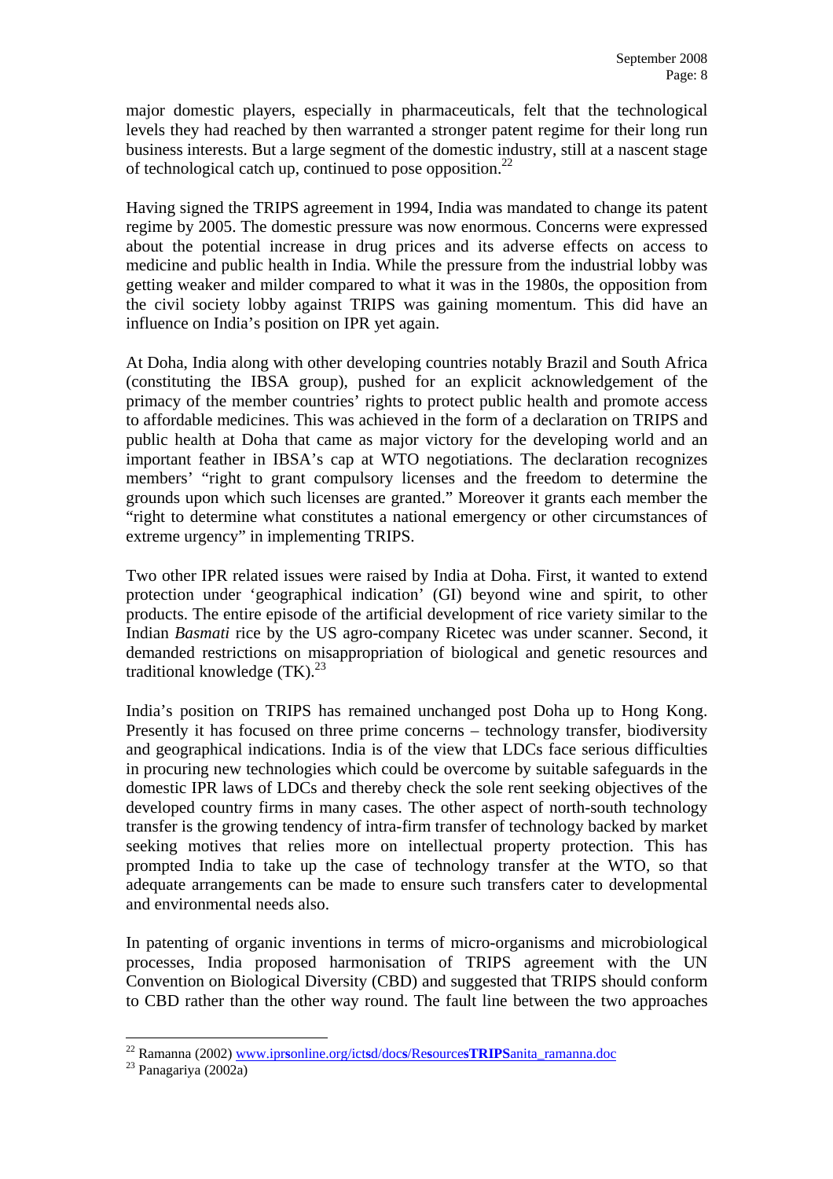major domestic players, especially in pharmaceuticals, felt that the technological levels they had reached by then warranted a stronger patent regime for their long run business interests. But a large segment of the domestic industry, still at a nascent stage of technological catch up, continued to pose opposition.[22]

Having signed the TRIPS agreement in 1994, India was mandated to change its patent regime by 2005. The domestic pressure was now enormous. Concerns were expressed about the potential increase in drug prices and its adverse effects on access to medicine and public health in India. While the pressure from the industrial lobby was getting weaker and milder compared to what it was in the 1980s, the opposition from the civil society lobby against TRIPS was gaining momentum. This did have an influence on India's position on IPR yet again.

At Doha, India along with other developing countries notably Brazil and South Africa (constituting the IBSA group), pushed for an explicit acknowledgement of the primacy of the member countries' rights to protect public health and promote access to affordable medicines. This was achieved in the form of a declaration on TRIPS and public health at Doha that came as major victory for the developing world and an important feather in IBSA's cap at WTO negotiations. The declaration recognizes members' "right to grant compulsory licenses and the freedom to determine the grounds upon which such licenses are granted." Moreover it grants each member the "right to determine what constitutes a national emergency or other circumstances of extreme urgency" in implementing TRIPS.

Two other IPR related issues were raised by India at Doha. First, it wanted to extend protection under 'geographical indication' (GI) beyond wine and spirit, to other products. The entire episode of the artificial development of rice variety similar to the Indian *Basmati* rice by the US agro-company Ricetec was under scanner. Second, it demanded restrictions on misappropriation of biological and genetic resources and traditional knowledge (TK).[23]

India's position on TRIPS has remained unchanged post Doha up to Hong Kong. Presently it has focused on three prime concerns – technology transfer, biodiversity and geographical indications. India is of the view that LDCs face serious difficulties in procuring new technologies which could be overcome by suitable safeguards in the domestic IPR laws of LDCs and thereby check the sole rent seeking objectives of the developed country firms in many cases. The other aspect of north-south technology transfer is the growing tendency of intra-firm transfer of technology backed by market seeking motives that relies more on intellectual property protection. This has prompted India to take up the case of technology transfer at the WTO, so that adequate arrangements can be made to ensure such transfers cater to developmental and environmental needs also.

In patenting of organic inventions in terms of micro-organisms and microbiological processes, India proposed harmonisation of TRIPS agreement with the UN Convention on Biological Diversity (CBD) and suggested that TRIPS should conform to CBD rather than the other way round. The fault line between the two approaches

---

[22] Ramanna (2002) www.iprsonline.org/ictsd/docs/ResourcesTRIPSanita_ramanna.doc

[23] Panagariya (2002a)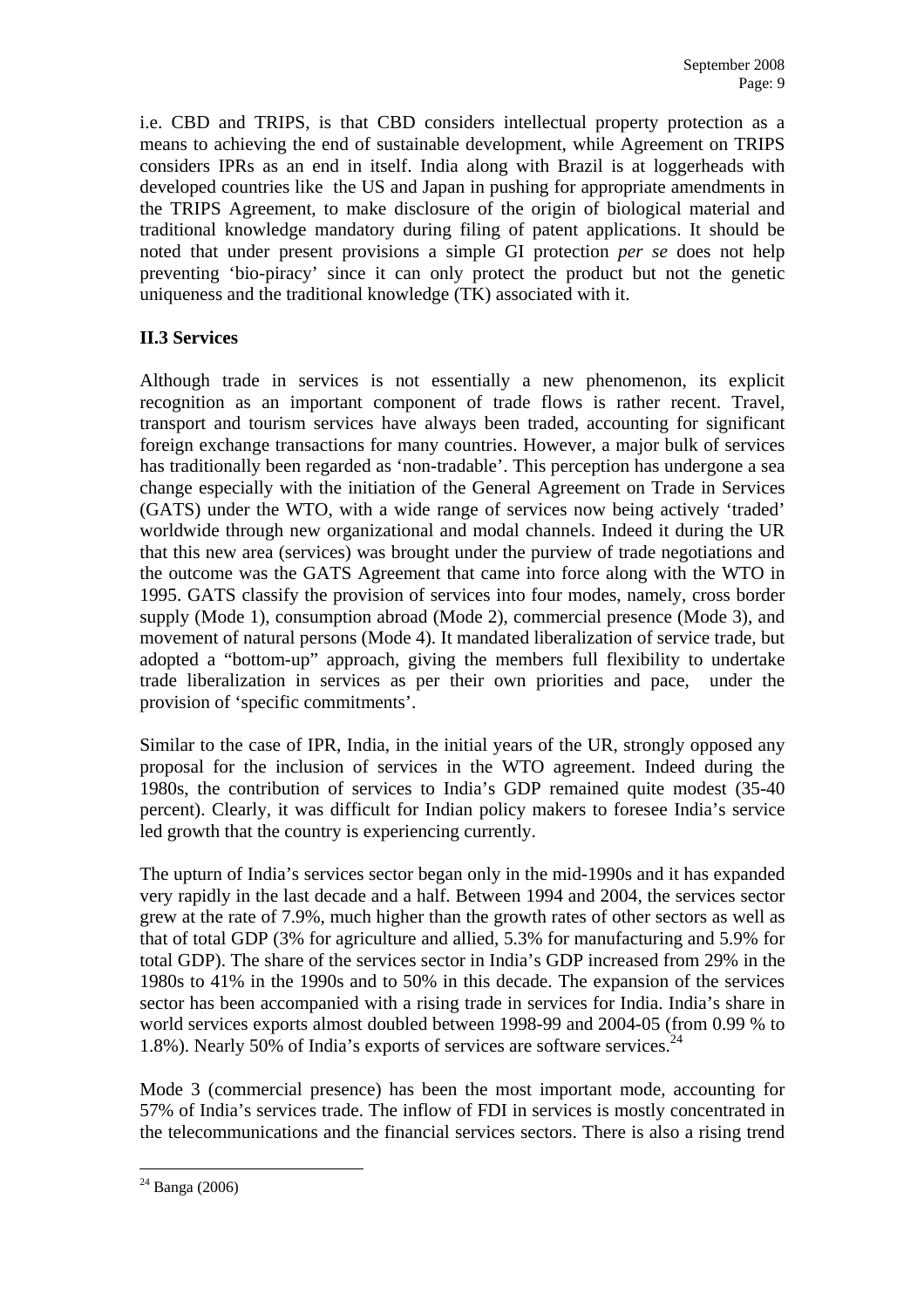i.e. CBD and TRIPS, is that CBD considers intellectual property protection as a means to achieving the end of sustainable development, while Agreement on TRIPS considers IPRs as an end in itself. India along with Brazil is at loggerheads with developed countries like the US and Japan in pushing for appropriate amendments in the TRIPS Agreement, to make disclosure of the origin of biological material and traditional knowledge mandatory during filing of patent applications. It should be noted that under present provisions a simple GI protection *per se* does not help preventing 'bio-piracy' since it can only protect the product but not the genetic uniqueness and the traditional knowledge (TK) associated with it.

### II.3 Services

Although trade in services is not essentially a new phenomenon, its explicit recognition as an important component of trade flows is rather recent. Travel, transport and tourism services have always been traded, accounting for significant foreign exchange transactions for many countries. However, a major bulk of services has traditionally been regarded as 'non-tradable'. This perception has undergone a sea change especially with the initiation of the General Agreement on Trade in Services (GATS) under the WTO, with a wide range of services now being actively 'traded' worldwide through new organizational and modal channels. Indeed it during the UR that this new area (services) was brought under the purview of trade negotiations and the outcome was the GATS Agreement that came into force along with the WTO in 1995. GATS classify the provision of services into four modes, namely, cross border supply (Mode 1), consumption abroad (Mode 2), commercial presence (Mode 3), and movement of natural persons (Mode 4). It mandated liberalization of service trade, but adopted a "bottom-up" approach, giving the members full flexibility to undertake trade liberalization in services as per their own priorities and pace, under the provision of 'specific commitments'.

Similar to the case of IPR, India, in the initial years of the UR, strongly opposed any proposal for the inclusion of services in the WTO agreement. Indeed during the 1980s, the contribution of services to India's GDP remained quite modest (35-40 percent). Clearly, it was difficult for Indian policy makers to foresee India's service led growth that the country is experiencing currently.

The upturn of India's services sector began only in the mid-1990s and it has expanded very rapidly in the last decade and a half. Between 1994 and 2004, the services sector grew at the rate of 7.9%, much higher than the growth rates of other sectors as well as that of total GDP (3% for agriculture and allied, 5.3% for manufacturing and 5.9% for total GDP). The share of the services sector in India's GDP increased from 29% in the 1980s to 41% in the 1990s and to 50% in this decade. The expansion of the services sector has been accompanied with a rising trade in services for India. India's share in world services exports almost doubled between 1998-99 and 2004-05 (from 0.99 % to 1.8%). Nearly 50% of India's exports of services are software services.[24]

Mode 3 (commercial presence) has been the most important mode, accounting for 57% of India's services trade. The inflow of FDI in services is mostly concentrated in the telecommunications and the financial services sectors. There is also a rising trend

[24] Banga (2006)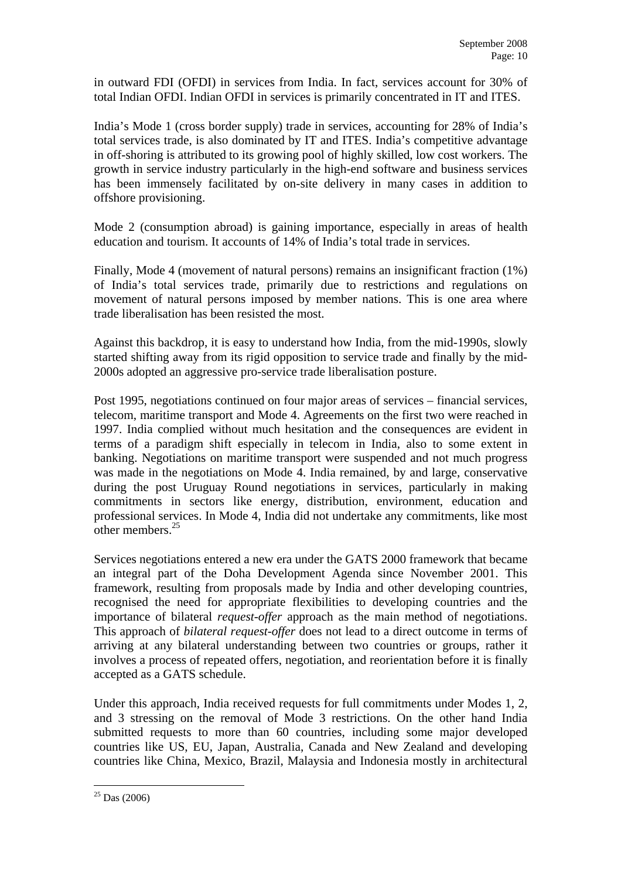in outward FDI (OFDI) in services from India. In fact, services account for 30% of total Indian OFDI. Indian OFDI in services is primarily concentrated in IT and ITES.

India's Mode 1 (cross border supply) trade in services, accounting for 28% of India's total services trade, is also dominated by IT and ITES. India's competitive advantage in off-shoring is attributed to its growing pool of highly skilled, low cost workers. The growth in service industry particularly in the high-end software and business services has been immensely facilitated by on-site delivery in many cases in addition to offshore provisioning.

Mode 2 (consumption abroad) is gaining importance, especially in areas of health education and tourism. It accounts of 14% of India's total trade in services.

Finally, Mode 4 (movement of natural persons) remains an insignificant fraction (1%) of India's total services trade, primarily due to restrictions and regulations on movement of natural persons imposed by member nations. This is one area where trade liberalisation has been resisted the most.

Against this backdrop, it is easy to understand how India, from the mid-1990s, slowly started shifting away from its rigid opposition to service trade and finally by the mid-2000s adopted an aggressive pro-service trade liberalisation posture.

Post 1995, negotiations continued on four major areas of services – financial services, telecom, maritime transport and Mode 4. Agreements on the first two were reached in 1997. India complied without much hesitation and the consequences are evident in terms of a paradigm shift especially in telecom in India, also to some extent in banking. Negotiations on maritime transport were suspended and not much progress was made in the negotiations on Mode 4. India remained, by and large, conservative during the post Uruguay Round negotiations in services, particularly in making commitments in sectors like energy, distribution, environment, education and professional services. In Mode 4, India did not undertake any commitments, like most other members.[25]

Services negotiations entered a new era under the GATS 2000 framework that became an integral part of the Doha Development Agenda since November 2001. This framework, resulting from proposals made by India and other developing countries, recognised the need for appropriate flexibilities to developing countries and the importance of bilateral *request-offer* approach as the main method of negotiations. This approach of *bilateral request-offer* does not lead to a direct outcome in terms of arriving at any bilateral understanding between two countries or groups, rather it involves a process of repeated offers, negotiation, and reorientation before it is finally accepted as a GATS schedule.

Under this approach, India received requests for full commitments under Modes 1, 2, and 3 stressing on the removal of Mode 3 restrictions. On the other hand India submitted requests to more than 60 countries, including some major developed countries like US, EU, Japan, Australia, Canada and New Zealand and developing countries like China, Mexico, Brazil, Malaysia and Indonesia mostly in architectural

[25] Das (2006)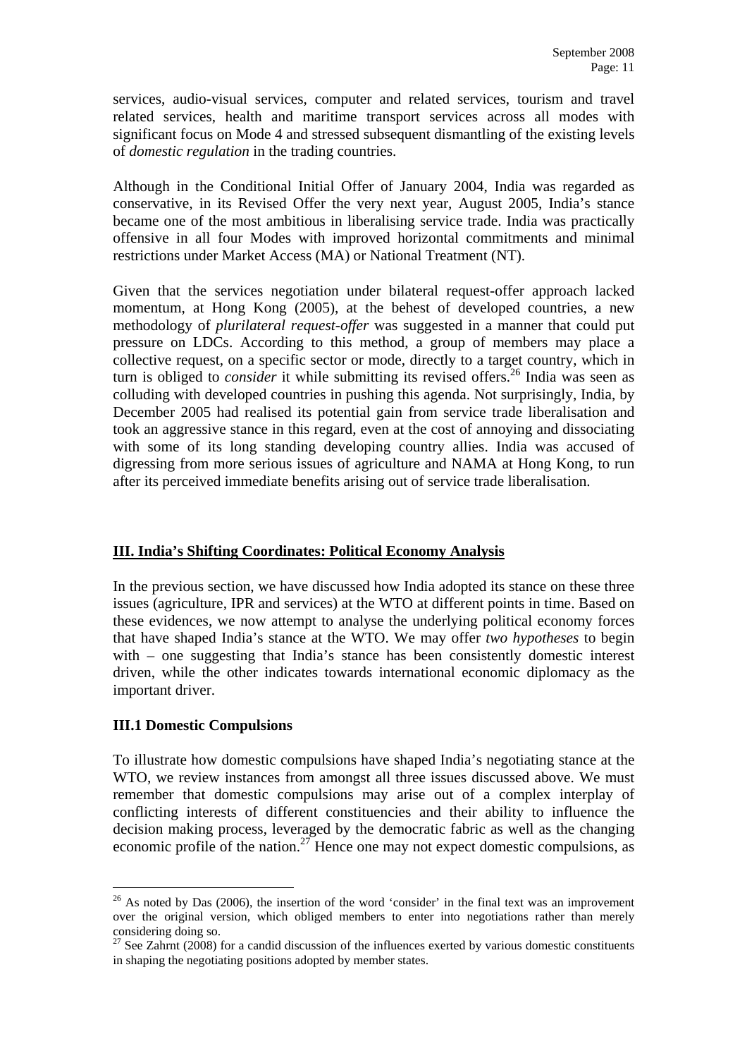services, audio-visual services, computer and related services, tourism and travel related services, health and maritime transport services across all modes with significant focus on Mode 4 and stressed subsequent dismantling of the existing levels of *domestic regulation* in the trading countries.

Although in the Conditional Initial Offer of January 2004, India was regarded as conservative, in its Revised Offer the very next year, August 2005, India's stance became one of the most ambitious in liberalising service trade. India was practically offensive in all four Modes with improved horizontal commitments and minimal restrictions under Market Access (MA) or National Treatment (NT).

Given that the services negotiation under bilateral request-offer approach lacked momentum, at Hong Kong (2005), at the behest of developed countries, a new methodology of *plurilateral request-offer* was suggested in a manner that could put pressure on LDCs. According to this method, a group of members may place a collective request, on a specific sector or mode, directly to a target country, which in turn is obliged to *consider* it while submitting its revised offers.[26] India was seen as colluding with developed countries in pushing this agenda. Not surprisingly, India, by December 2005 had realised its potential gain from service trade liberalisation and took an aggressive stance in this regard, even at the cost of annoying and dissociating with some of its long standing developing country allies. India was accused of digressing from more serious issues of agriculture and NAMA at Hong Kong, to run after its perceived immediate benefits arising out of service trade liberalisation.

## III. India's Shifting Coordinates: Political Economy Analysis

In the previous section, we have discussed how India adopted its stance on these three issues (agriculture, IPR and services) at the WTO at different points in time. Based on these evidences, we now attempt to analyse the underlying political economy forces that have shaped India's stance at the WTO. We may offer *two hypotheses* to begin with – one suggesting that India's stance has been consistently domestic interest driven, while the other indicates towards international economic diplomacy as the important driver.

### III.1 Domestic Compulsions

To illustrate how domestic compulsions have shaped India's negotiating stance at the WTO, we review instances from amongst all three issues discussed above. We must remember that domestic compulsions may arise out of a complex interplay of conflicting interests of different constituencies and their ability to influence the decision making process, leveraged by the democratic fabric as well as the changing economic profile of the nation.[27] Hence one may not expect domestic compulsions, as

---

[26] As noted by Das (2006), the insertion of the word 'consider' in the final text was an improvement over the original version, which obliged members to enter into negotiations rather than merely considering doing so.

[27] See Zahrnt (2008) for a candid discussion of the influences exerted by various domestic constituents in shaping the negotiating positions adopted by member states.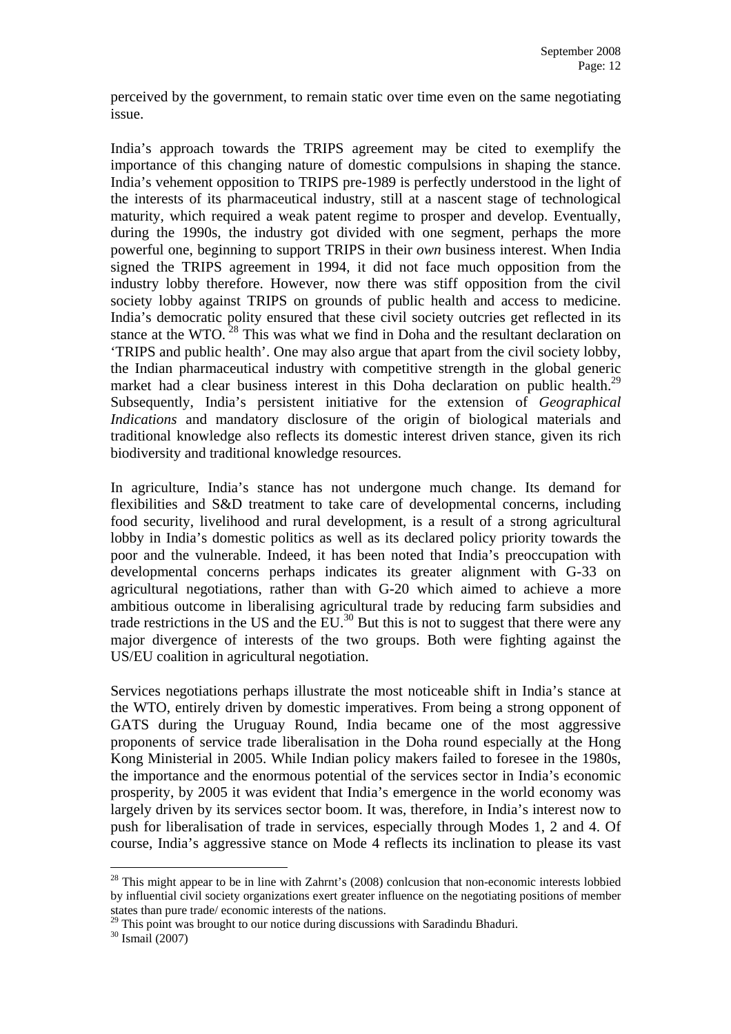perceived by the government, to remain static over time even on the same negotiating issue.

India's approach towards the TRIPS agreement may be cited to exemplify the importance of this changing nature of domestic compulsions in shaping the stance. India's vehement opposition to TRIPS pre-1989 is perfectly understood in the light of the interests of its pharmaceutical industry, still at a nascent stage of technological maturity, which required a weak patent regime to prosper and develop. Eventually, during the 1990s, the industry got divided with one segment, perhaps the more powerful one, beginning to support TRIPS in their *own* business interest. When India signed the TRIPS agreement in 1994, it did not face much opposition from the industry lobby therefore. However, now there was stiff opposition from the civil society lobby against TRIPS on grounds of public health and access to medicine. India's democratic polity ensured that these civil society outcries get reflected in its stance at the WTO. [28] This was what we find in Doha and the resultant declaration on 'TRIPS and public health'. One may also argue that apart from the civil society lobby, the Indian pharmaceutical industry with competitive strength in the global generic market had a clear business interest in this Doha declaration on public health.[29] Subsequently, India's persistent initiative for the extension of *Geographical Indications* and mandatory disclosure of the origin of biological materials and traditional knowledge also reflects its domestic interest driven stance, given its rich biodiversity and traditional knowledge resources.

In agriculture, India's stance has not undergone much change. Its demand for flexibilities and S&D treatment to take care of developmental concerns, including food security, livelihood and rural development, is a result of a strong agricultural lobby in India's domestic politics as well as its declared policy priority towards the poor and the vulnerable. Indeed, it has been noted that India's preoccupation with developmental concerns perhaps indicates its greater alignment with G-33 on agricultural negotiations, rather than with G-20 which aimed to achieve a more ambitious outcome in liberalising agricultural trade by reducing farm subsidies and trade restrictions in the US and the EU.[30] But this is not to suggest that there were any major divergence of interests of the two groups. Both were fighting against the US/EU coalition in agricultural negotiation.

Services negotiations perhaps illustrate the most noticeable shift in India's stance at the WTO, entirely driven by domestic imperatives. From being a strong opponent of GATS during the Uruguay Round, India became one of the most aggressive proponents of service trade liberalisation in the Doha round especially at the Hong Kong Ministerial in 2005. While Indian policy makers failed to foresee in the 1980s, the importance and the enormous potential of the services sector in India's economic prosperity, by 2005 it was evident that India's emergence in the world economy was largely driven by its services sector boom. It was, therefore, in India's interest now to push for liberalisation of trade in services, especially through Modes 1, 2 and 4. Of course, India's aggressive stance on Mode 4 reflects its inclination to please its vast

---

[28] This might appear to be in line with Zahrnt's (2008) conlcusion that non-economic interests lobbied by influential civil society organizations exert greater influence on the negotiating positions of member states than pure trade/ economic interests of the nations.

[29] This point was brought to our notice during discussions with Saradindu Bhaduri.

[30] Ismail (2007)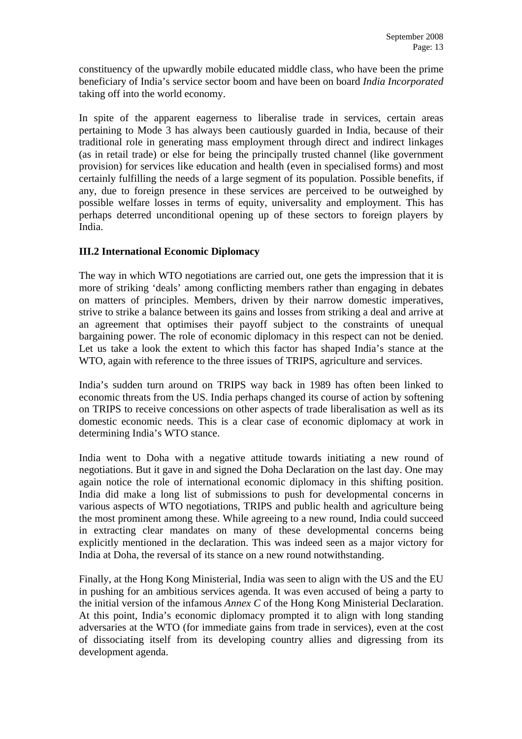constituency of the upwardly mobile educated middle class, who have been the prime beneficiary of India's service sector boom and have been on board *India Incorporated* taking off into the world economy.

In spite of the apparent eagerness to liberalise trade in services, certain areas pertaining to Mode 3 has always been cautiously guarded in India, because of their traditional role in generating mass employment through direct and indirect linkages (as in retail trade) or else for being the principally trusted channel (like government provision) for services like education and health (even in specialised forms) and most certainly fulfilling the needs of a large segment of its population. Possible benefits, if any, due to foreign presence in these services are perceived to be outweighed by possible welfare losses in terms of equity, universality and employment. This has perhaps deterred unconditional opening up of these sectors to foreign players by India.

### III.2 International Economic Diplomacy

The way in which WTO negotiations are carried out, one gets the impression that it is more of striking 'deals' among conflicting members rather than engaging in debates on matters of principles. Members, driven by their narrow domestic imperatives, strive to strike a balance between its gains and losses from striking a deal and arrive at an agreement that optimises their payoff subject to the constraints of unequal bargaining power. The role of economic diplomacy in this respect can not be denied. Let us take a look the extent to which this factor has shaped India's stance at the WTO, again with reference to the three issues of TRIPS, agriculture and services.

India's sudden turn around on TRIPS way back in 1989 has often been linked to economic threats from the US. India perhaps changed its course of action by softening on TRIPS to receive concessions on other aspects of trade liberalisation as well as its domestic economic needs. This is a clear case of economic diplomacy at work in determining India's WTO stance.

India went to Doha with a negative attitude towards initiating a new round of negotiations. But it gave in and signed the Doha Declaration on the last day. One may again notice the role of international economic diplomacy in this shifting position. India did make a long list of submissions to push for developmental concerns in various aspects of WTO negotiations, TRIPS and public health and agriculture being the most prominent among these. While agreeing to a new round, India could succeed in extracting clear mandates on many of these developmental concerns being explicitly mentioned in the declaration. This was indeed seen as a major victory for India at Doha, the reversal of its stance on a new round notwithstanding.

Finally, at the Hong Kong Ministerial, India was seen to align with the US and the EU in pushing for an ambitious services agenda. It was even accused of being a party to the initial version of the infamous *Annex C* of the Hong Kong Ministerial Declaration. At this point, India's economic diplomacy prompted it to align with long standing adversaries at the WTO (for immediate gains from trade in services), even at the cost of dissociating itself from its developing country allies and digressing from its development agenda.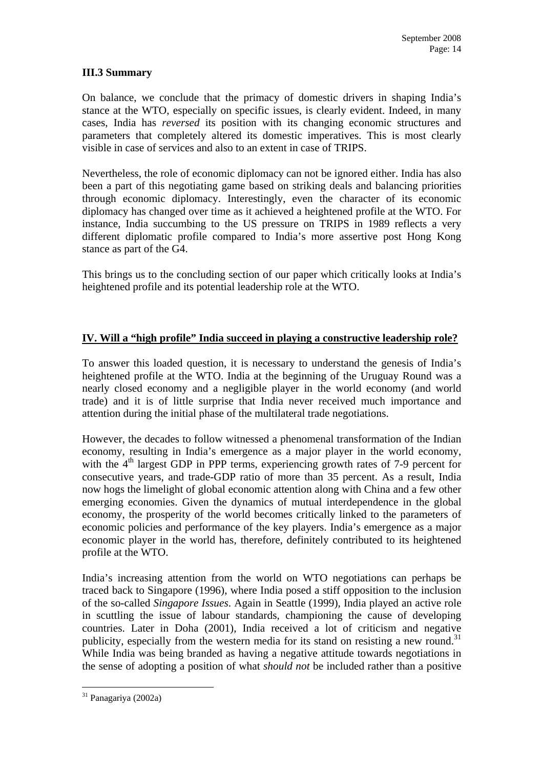### III.3 Summary

On balance, we conclude that the primacy of domestic drivers in shaping India's stance at the WTO, especially on specific issues, is clearly evident. Indeed, in many cases, India has *reversed* its position with its changing economic structures and parameters that completely altered its domestic imperatives. This is most clearly visible in case of services and also to an extent in case of TRIPS.

Nevertheless, the role of economic diplomacy can not be ignored either. India has also been a part of this negotiating game based on striking deals and balancing priorities through economic diplomacy. Interestingly, even the character of its economic diplomacy has changed over time as it achieved a heightened profile at the WTO. For instance, India succumbing to the US pressure on TRIPS in 1989 reflects a very different diplomatic profile compared to India's more assertive post Hong Kong stance as part of the G4.

This brings us to the concluding section of our paper which critically looks at India's heightened profile and its potential leadership role at the WTO.

## IV. Will a "high profile" India succeed in playing a constructive leadership role?

To answer this loaded question, it is necessary to understand the genesis of India's heightened profile at the WTO. India at the beginning of the Uruguay Round was a nearly closed economy and a negligible player in the world economy (and world trade) and it is of little surprise that India never received much importance and attention during the initial phase of the multilateral trade negotiations.

However, the decades to follow witnessed a phenomenal transformation of the Indian economy, resulting in India's emergence as a major player in the world economy, with the 4th largest GDP in PPP terms, experiencing growth rates of 7-9 percent for consecutive years, and trade-GDP ratio of more than 35 percent. As a result, India now hogs the limelight of global economic attention along with China and a few other emerging economies. Given the dynamics of mutual interdependence in the global economy, the prosperity of the world becomes critically linked to the parameters of economic policies and performance of the key players. India's emergence as a major economic player in the world has, therefore, definitely contributed to its heightened profile at the WTO.

India's increasing attention from the world on WTO negotiations can perhaps be traced back to Singapore (1996), where India posed a stiff opposition to the inclusion of the so-called *Singapore Issues*. Again in Seattle (1999), India played an active role in scuttling the issue of labour standards, championing the cause of developing countries. Later in Doha (2001), India received a lot of criticism and negative publicity, especially from the western media for its stand on resisting a new round.[31] While India was being branded as having a negative attitude towards negotiations in the sense of adopting a position of what *should not* be included rather than a positive

[31] Panagariya (2002a)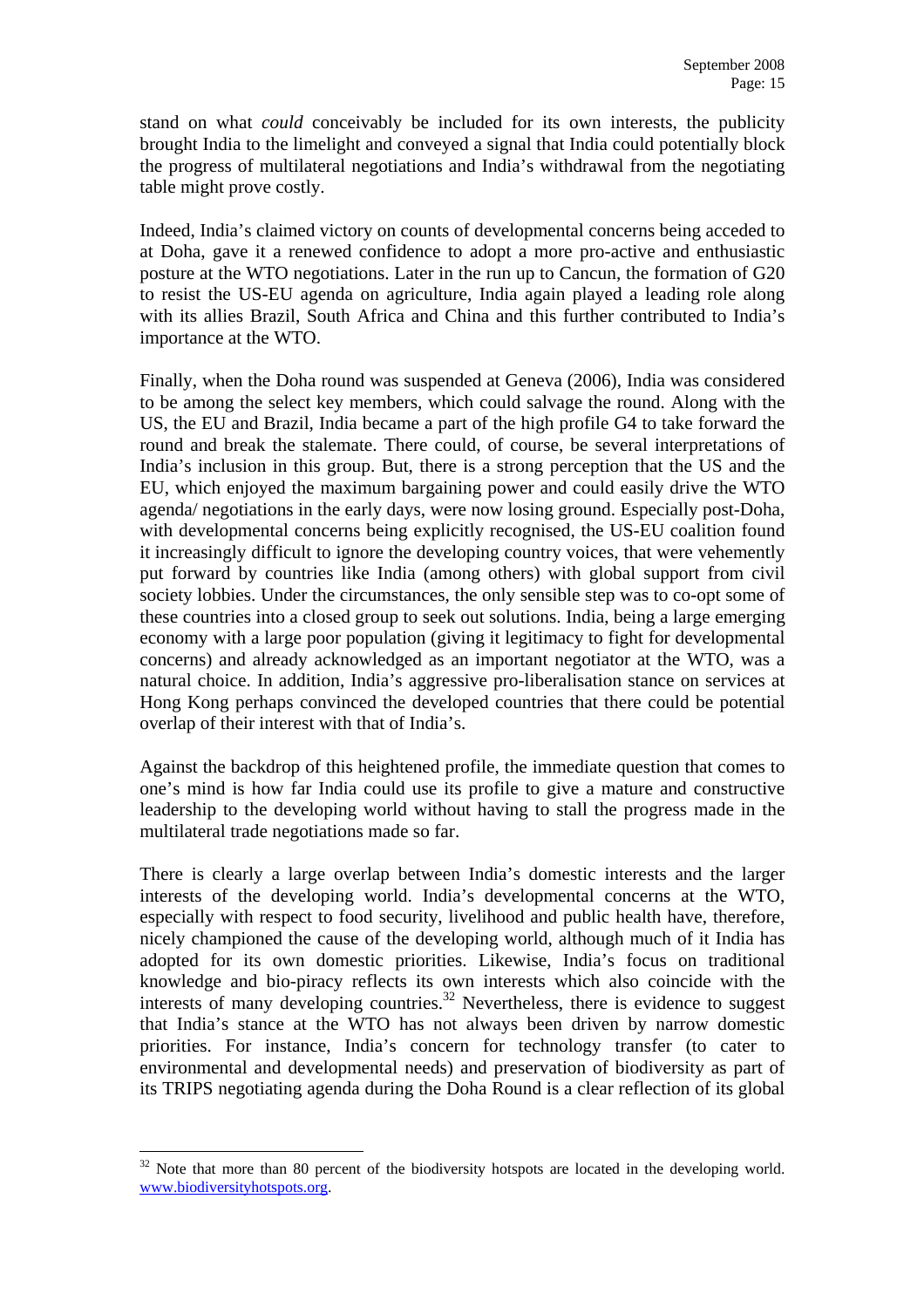stand on what *could* conceivably be included for its own interests, the publicity brought India to the limelight and conveyed a signal that India could potentially block the progress of multilateral negotiations and India's withdrawal from the negotiating table might prove costly.

Indeed, India's claimed victory on counts of developmental concerns being acceded to at Doha, gave it a renewed confidence to adopt a more pro-active and enthusiastic posture at the WTO negotiations. Later in the run up to Cancun, the formation of G20 to resist the US-EU agenda on agriculture, India again played a leading role along with its allies Brazil, South Africa and China and this further contributed to India's importance at the WTO.

Finally, when the Doha round was suspended at Geneva (2006), India was considered to be among the select key members, which could salvage the round. Along with the US, the EU and Brazil, India became a part of the high profile G4 to take forward the round and break the stalemate. There could, of course, be several interpretations of India's inclusion in this group. But, there is a strong perception that the US and the EU, which enjoyed the maximum bargaining power and could easily drive the WTO agenda/ negotiations in the early days, were now losing ground. Especially post-Doha, with developmental concerns being explicitly recognised, the US-EU coalition found it increasingly difficult to ignore the developing country voices, that were vehemently put forward by countries like India (among others) with global support from civil society lobbies. Under the circumstances, the only sensible step was to co-opt some of these countries into a closed group to seek out solutions. India, being a large emerging economy with a large poor population (giving it legitimacy to fight for developmental concerns) and already acknowledged as an important negotiator at the WTO, was a natural choice. In addition, India's aggressive pro-liberalisation stance on services at Hong Kong perhaps convinced the developed countries that there could be potential overlap of their interest with that of India's.

Against the backdrop of this heightened profile, the immediate question that comes to one's mind is how far India could use its profile to give a mature and constructive leadership to the developing world without having to stall the progress made in the multilateral trade negotiations made so far.

There is clearly a large overlap between India's domestic interests and the larger interests of the developing world. India's developmental concerns at the WTO, especially with respect to food security, livelihood and public health have, therefore, nicely championed the cause of the developing world, although much of it India has adopted for its own domestic priorities. Likewise, India's focus on traditional knowledge and bio-piracy reflects its own interests which also coincide with the interests of many developing countries.[32] Nevertheless, there is evidence to suggest that India's stance at the WTO has not always been driven by narrow domestic priorities. For instance, India's concern for technology transfer (to cater to environmental and developmental needs) and preservation of biodiversity as part of its TRIPS negotiating agenda during the Doha Round is a clear reflection of its global

[32] Note that more than 80 percent of the biodiversity hotspots are located in the developing world. www.biodiversityhotspots.org.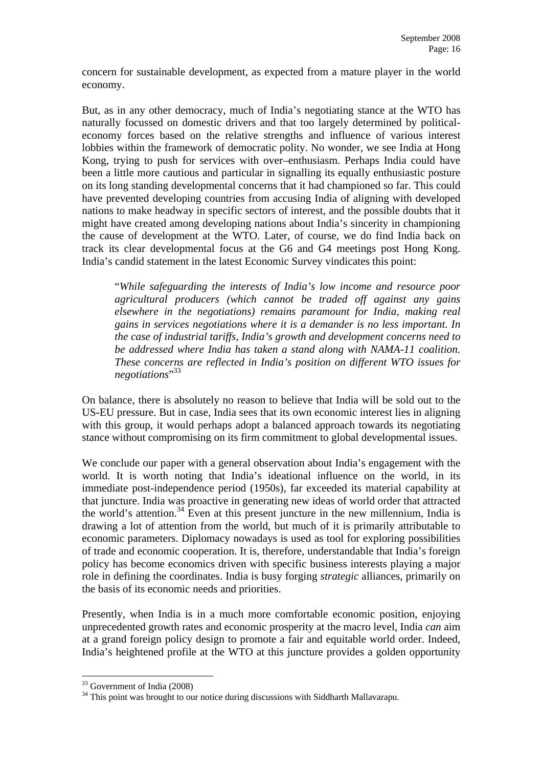concern for sustainable development, as expected from a mature player in the world economy.

But, as in any other democracy, much of India's negotiating stance at the WTO has naturally focussed on domestic drivers and that too largely determined by political-economy forces based on the relative strengths and influence of various interest lobbies within the framework of democratic polity. No wonder, we see India at Hong Kong, trying to push for services with over–enthusiasm. Perhaps India could have been a little more cautious and particular in signalling its equally enthusiastic posture on its long standing developmental concerns that it had championed so far. This could have prevented developing countries from accusing India of aligning with developed nations to make headway in specific sectors of interest, and the possible doubts that it might have created among developing nations about India's sincerity in championing the cause of development at the WTO. Later, of course, we do find India back on track its clear developmental focus at the G6 and G4 meetings post Hong Kong. India's candid statement in the latest Economic Survey vindicates this point:

> "*While safeguarding the interests of India's low income and resource poor agricultural producers (which cannot be traded off against any gains elsewhere in the negotiations) remains paramount for India, making real gains in services negotiations where it is a demander is no less important. In the case of industrial tariffs, India's growth and development concerns need to be addressed where India has taken a stand along with NAMA-11 coalition. These concerns are reflected in India's position on different WTO issues for negotiations*"[33]

On balance, there is absolutely no reason to believe that India will be sold out to the US-EU pressure. But in case, India sees that its own economic interest lies in aligning with this group, it would perhaps adopt a balanced approach towards its negotiating stance without compromising on its firm commitment to global developmental issues.

We conclude our paper with a general observation about India's engagement with the world. It is worth noting that India's ideational influence on the world, in its immediate post-independence period (1950s), far exceeded its material capability at that juncture. India was proactive in generating new ideas of world order that attracted the world's attention.[34] Even at this present juncture in the new millennium, India is drawing a lot of attention from the world, but much of it is primarily attributable to economic parameters. Diplomacy nowadays is used as tool for exploring possibilities of trade and economic cooperation. It is, therefore, understandable that India's foreign policy has become economics driven with specific business interests playing a major role in defining the coordinates. India is busy forging *strategic* alliances, primarily on the basis of its economic needs and priorities.

Presently, when India is in a much more comfortable economic position, enjoying unprecedented growth rates and economic prosperity at the macro level, India *can* aim at a grand foreign policy design to promote a fair and equitable world order. Indeed, India's heightened profile at the WTO at this juncture provides a golden opportunity

---

[33] Government of India (2008)

[34] This point was brought to our notice during discussions with Siddharth Mallavarapu.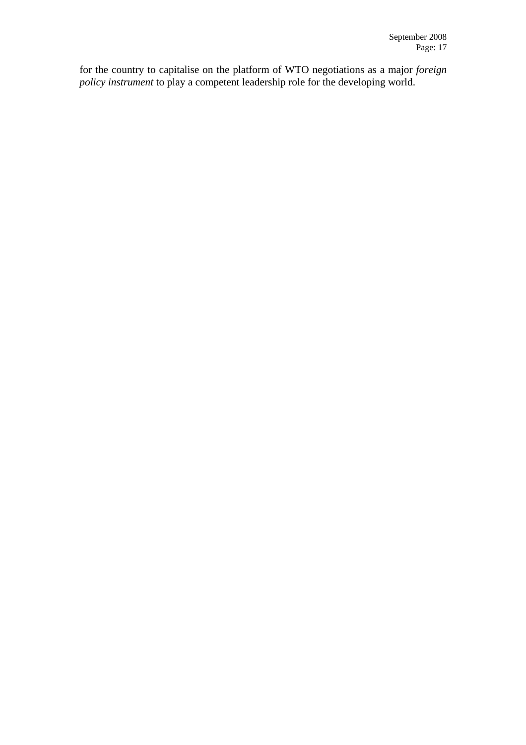for the country to capitalise on the platform of WTO negotiations as a major *foreign policy instrument* to play a competent leadership role for the developing world.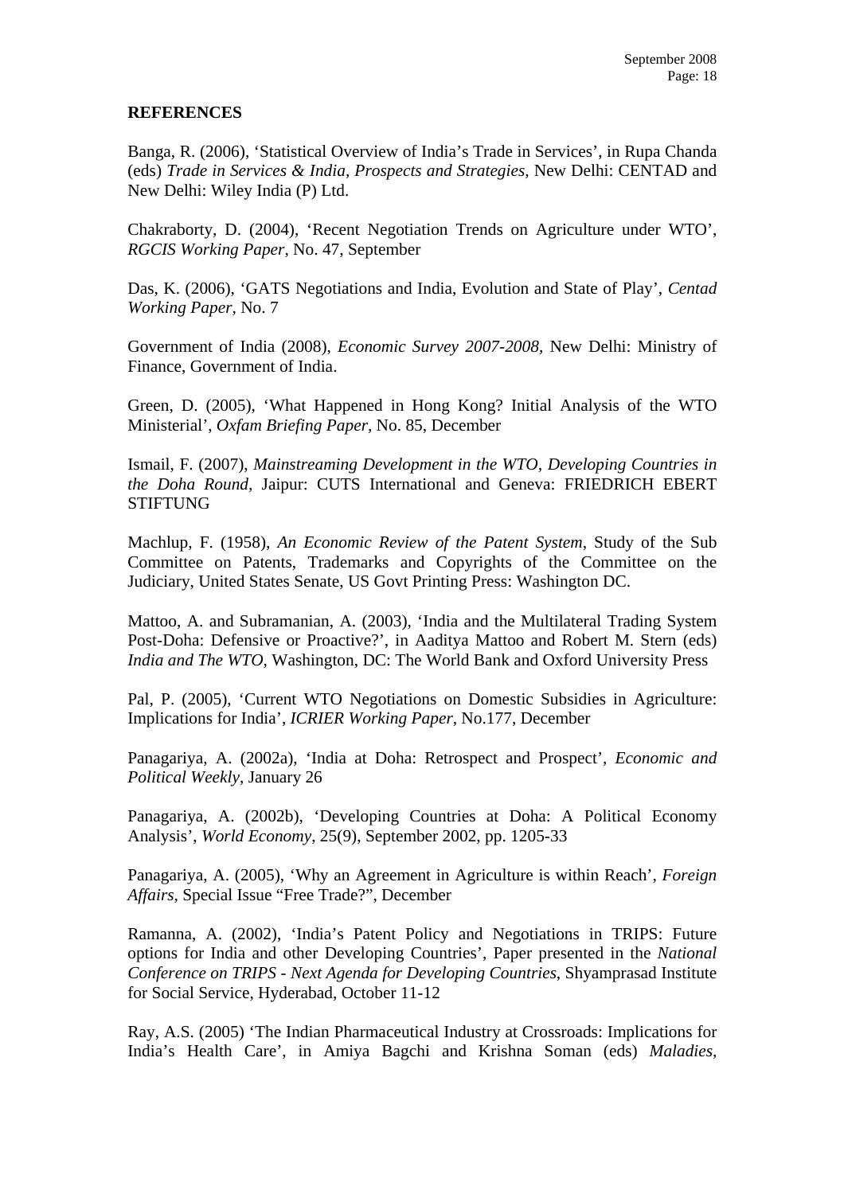## REFERENCES

Banga, R. (2006), 'Statistical Overview of India's Trade in Services', in Rupa Chanda (eds) *Trade in Services & India, Prospects and Strategies*, New Delhi: CENTAD and New Delhi: Wiley India (P) Ltd.

Chakraborty, D. (2004), 'Recent Negotiation Trends on Agriculture under WTO', *RGCIS Working Paper*, No. 47, September

Das, K. (2006), 'GATS Negotiations and India, Evolution and State of Play', *Centad Working Paper*, No. 7

Government of India (2008), *Economic Survey 2007-2008*, New Delhi: Ministry of Finance, Government of India.

Green, D. (2005), 'What Happened in Hong Kong? Initial Analysis of the WTO Ministerial', *Oxfam Briefing Paper*, No. 85, December

Ismail, F. (2007), *Mainstreaming Development in the WTO, Developing Countries in the Doha Round*, Jaipur: CUTS International and Geneva: FRIEDRICH EBERT STIFTUNG

Machlup, F. (1958), *An Economic Review of the Patent System*, Study of the Sub Committee on Patents, Trademarks and Copyrights of the Committee on the Judiciary, United States Senate, US Govt Printing Press: Washington DC.

Mattoo, A. and Subramanian, A. (2003), 'India and the Multilateral Trading System Post-Doha: Defensive or Proactive?', in Aaditya Mattoo and Robert M. Stern (eds) *India and The WTO*, Washington, DC: The World Bank and Oxford University Press

Pal, P. (2005), 'Current WTO Negotiations on Domestic Subsidies in Agriculture: Implications for India', *ICRIER Working Paper*, No.177, December

Panagariya, A. (2002a), 'India at Doha: Retrospect and Prospect', *Economic and Political Weekly*, January 26

Panagariya, A. (2002b), 'Developing Countries at Doha: A Political Economy Analysis', *World Economy*, 25(9), September 2002, pp. 1205-33

Panagariya, A. (2005), 'Why an Agreement in Agriculture is within Reach', *Foreign Affairs*, Special Issue "Free Trade?", December

Ramanna, A. (2002), 'India's Patent Policy and Negotiations in TRIPS: Future options for India and other Developing Countries', Paper presented in the *National Conference on TRIPS - Next Agenda for Developing Countries*, Shyamprasad Institute for Social Service, Hyderabad, October 11-12

Ray, A.S. (2005) 'The Indian Pharmaceutical Industry at Crossroads: Implications for India's Health Care', in Amiya Bagchi and Krishna Soman (eds) *Maladies,*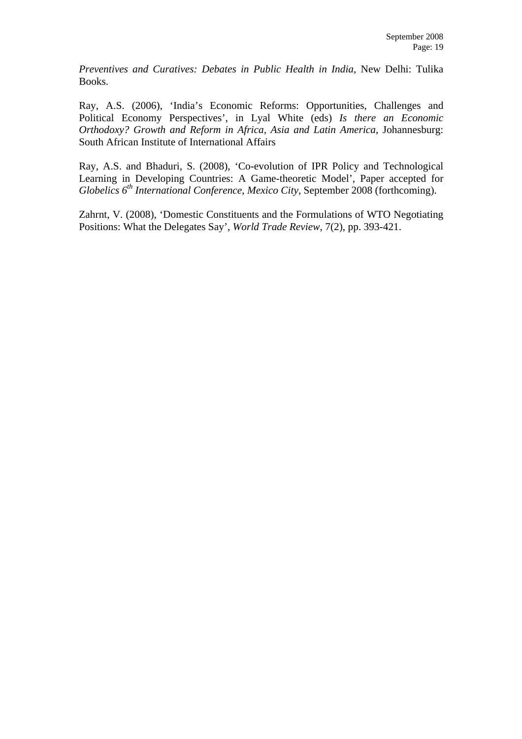*Preventives and Curatives: Debates in Public Health in India*, New Delhi: Tulika Books.

Ray, A.S. (2006), 'India's Economic Reforms: Opportunities, Challenges and Political Economy Perspectives', in Lyal White (eds) *Is there an Economic Orthodoxy? Growth and Reform in Africa, Asia and Latin America*, Johannesburg: South African Institute of International Affairs

Ray, A.S. and Bhaduri, S. (2008), 'Co-evolution of IPR Policy and Technological Learning in Developing Countries: A Game-theoretic Model', Paper accepted for *Globelics 6th International Conference, Mexico City*, September 2008 (forthcoming).

Zahrnt, V. (2008), 'Domestic Constituents and the Formulations of WTO Negotiating Positions: What the Delegates Say', *World Trade Review*, 7(2), pp. 393-421.